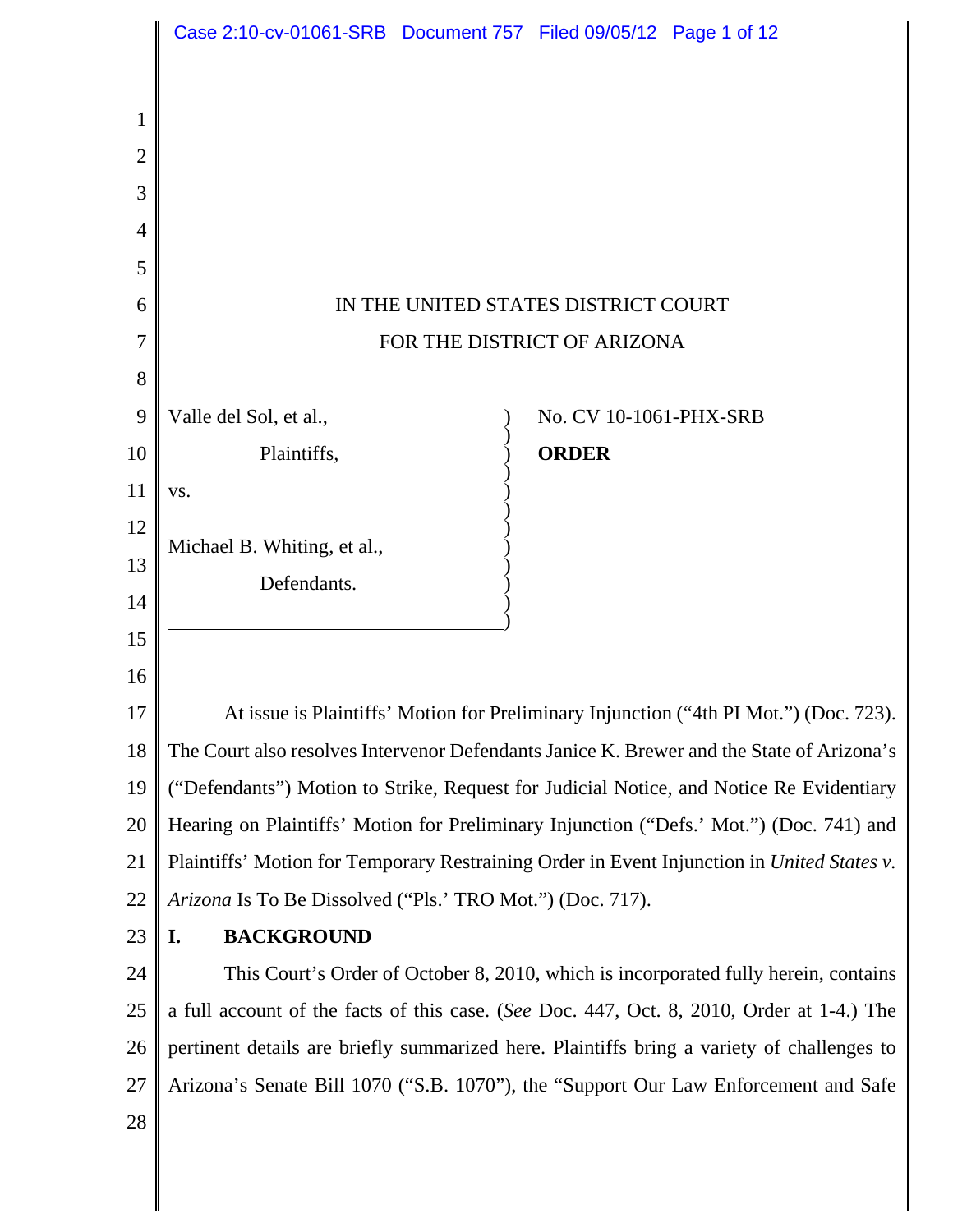IN THE UNITED STATES DISTRICT COURT

FOR THE DISTRICT OF ARIZONA

| | |
|---|---|
| Valle del Sol, et al., | No. CV 10-1061-PHX-SRB |
| Plaintiffs, | **ORDER** |
| vs. | |
| Michael B. Whiting, et al., | |
| Defendants. | |

At issue is Plaintiffs' Motion for Preliminary Injunction ("4th PI Mot.") (Doc. 723). The Court also resolves Intervenor Defendants Janice K. Brewer and the State of Arizona's ("Defendants") Motion to Strike, Request for Judicial Notice, and Notice Re Evidentiary Hearing on Plaintiffs' Motion for Preliminary Injunction ("Defs.' Mot.") (Doc. 741) and Plaintiffs' Motion for Temporary Restraining Order in Event Injunction in *United States v. Arizona* Is To Be Dissolved ("Pls.' TRO Mot.") (Doc. 717).

## I. BACKGROUND

This Court's Order of October 8, 2010, which is incorporated fully herein, contains a full account of the facts of this case. (*See* Doc. 447, Oct. 8, 2010, Order at 1-4.) The pertinent details are briefly summarized here. Plaintiffs bring a variety of challenges to Arizona's Senate Bill 1070 ("S.B. 1070"), the "Support Our Law Enforcement and Safe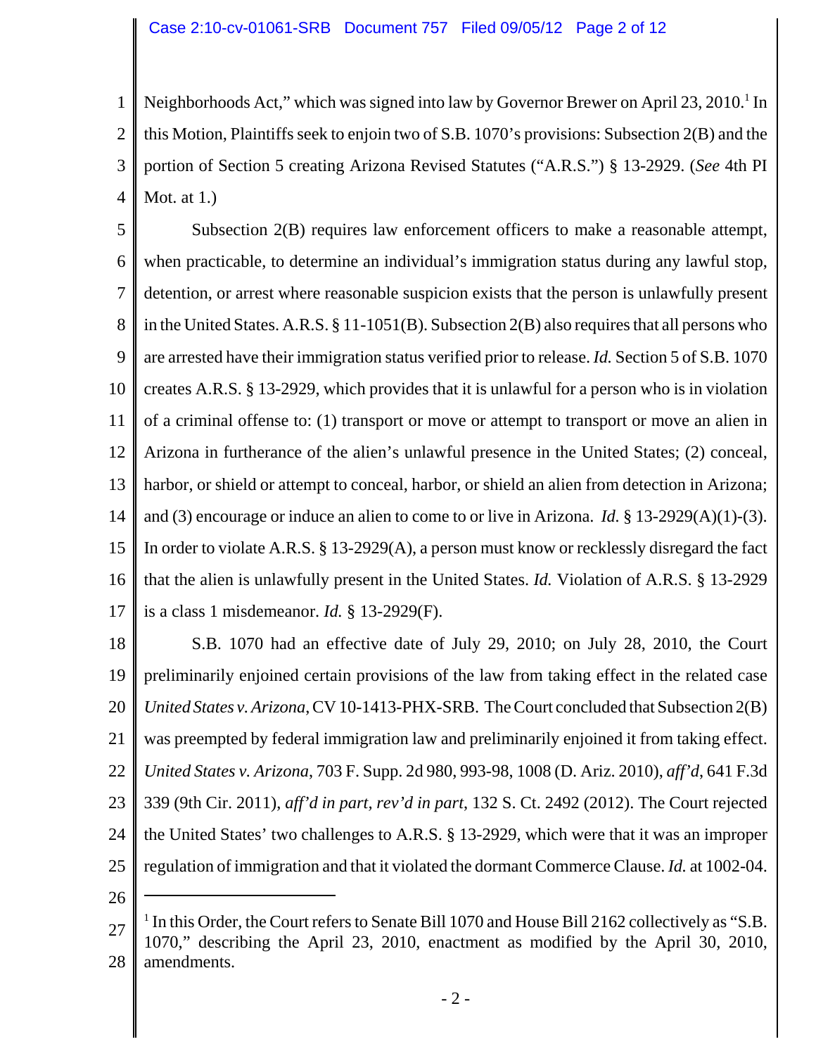Neighborhoods Act," which was signed into law by Governor Brewer on April 23, 2010.[1] In this Motion, Plaintiffs seek to enjoin two of S.B. 1070's provisions: Subsection 2(B) and the portion of Section 5 creating Arizona Revised Statutes ("A.R.S.") § 13-2929. (*See* 4th PI Mot. at 1.)

Subsection 2(B) requires law enforcement officers to make a reasonable attempt, when practicable, to determine an individual's immigration status during any lawful stop, detention, or arrest where reasonable suspicion exists that the person is unlawfully present in the United States. A.R.S. § 11-1051(B). Subsection 2(B) also requires that all persons who are arrested have their immigration status verified prior to release. *Id.* Section 5 of S.B. 1070 creates A.R.S. § 13-2929, which provides that it is unlawful for a person who is in violation of a criminal offense to: (1) transport or move or attempt to transport or move an alien in Arizona in furtherance of the alien's unlawful presence in the United States; (2) conceal, harbor, or shield or attempt to conceal, harbor, or shield an alien from detection in Arizona; and (3) encourage or induce an alien to come to or live in Arizona. *Id.* § 13-2929(A)(1)-(3). In order to violate A.R.S. § 13-2929(A), a person must know or recklessly disregard the fact that the alien is unlawfully present in the United States. *Id.* Violation of A.R.S. § 13-2929 is a class 1 misdemeanor. *Id.* § 13-2929(F).

S.B. 1070 had an effective date of July 29, 2010; on July 28, 2010, the Court preliminarily enjoined certain provisions of the law from taking effect in the related case *United States v. Arizona*, CV 10-1413-PHX-SRB. The Court concluded that Subsection 2(B) was preempted by federal immigration law and preliminarily enjoined it from taking effect. *United States v. Arizona*, 703 F. Supp. 2d 980, 993-98, 1008 (D. Ariz. 2010), *aff'd*, 641 F.3d 339 (9th Cir. 2011), *aff'd in part, rev'd in part*, 132 S. Ct. 2492 (2012). The Court rejected the United States' two challenges to A.R.S. § 13-2929, which were that it was an improper regulation of immigration and that it violated the dormant Commerce Clause. *Id.* at 1002-04.

---

[1] In this Order, the Court refers to Senate Bill 1070 and House Bill 2162 collectively as "S.B. 1070," describing the April 23, 2010, enactment as modified by the April 30, 2010, amendments.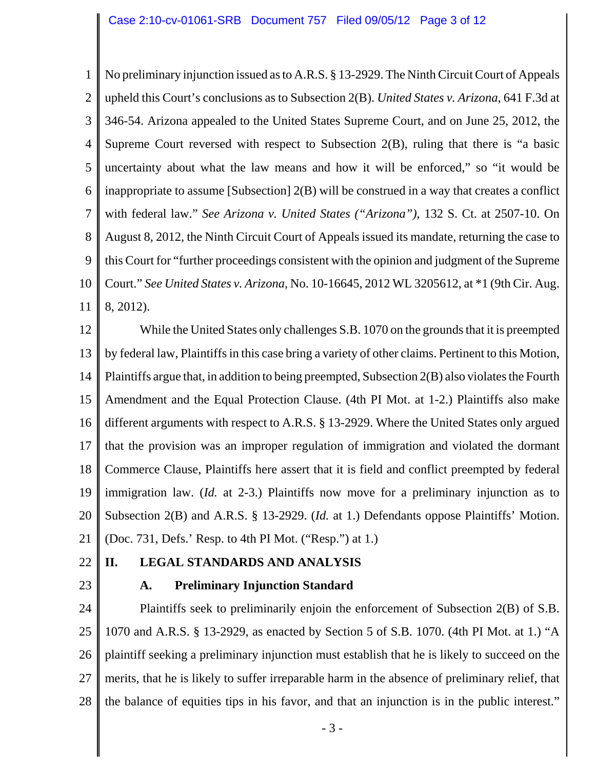No preliminary injunction issued as to A.R.S. § 13-2929. The Ninth Circuit Court of Appeals upheld this Court's conclusions as to Subsection 2(B). *United States v. Arizona*, 641 F.3d at 346-54. Arizona appealed to the United States Supreme Court, and on June 25, 2012, the Supreme Court reversed with respect to Subsection 2(B), ruling that there is "a basic uncertainty about what the law means and how it will be enforced," so "it would be inappropriate to assume [Subsection] 2(B) will be construed in a way that creates a conflict with federal law." *See Arizona v. United States ("Arizona")*, 132 S. Ct. at 2507-10. On August 8, 2012, the Ninth Circuit Court of Appeals issued its mandate, returning the case to this Court for "further proceedings consistent with the opinion and judgment of the Supreme Court." *See United States v. Arizona*, No. 10-16645, 2012 WL 3205612, at *1 (9th Cir. Aug. 8, 2012).

While the United States only challenges S.B. 1070 on the grounds that it is preempted by federal law, Plaintiffs in this case bring a variety of other claims. Pertinent to this Motion, Plaintiffs argue that, in addition to being preempted, Subsection 2(B) also violates the Fourth Amendment and the Equal Protection Clause. (4th PI Mot. at 1-2.) Plaintiffs also make different arguments with respect to A.R.S. § 13-2929. Where the United States only argued that the provision was an improper regulation of immigration and violated the dormant Commerce Clause, Plaintiffs here assert that it is field and conflict preempted by federal immigration law. (*Id.* at 2-3.) Plaintiffs now move for a preliminary injunction as to Subsection 2(B) and A.R.S. § 13-2929. (*Id.* at 1.) Defendants oppose Plaintiffs' Motion. (Doc. 731, Defs.' Resp. to 4th PI Mot. ("Resp.") at 1.)

## II. LEGAL STANDARDS AND ANALYSIS

### A. Preliminary Injunction Standard

Plaintiffs seek to preliminarily enjoin the enforcement of Subsection 2(B) of S.B. 1070 and A.R.S. § 13-2929, as enacted by Section 5 of S.B. 1070. (4th PI Mot. at 1.) "A plaintiff seeking a preliminary injunction must establish that he is likely to succeed on the merits, that he is likely to suffer irreparable harm in the absence of preliminary relief, that the balance of equities tips in his favor, and that an injunction is in the public interest."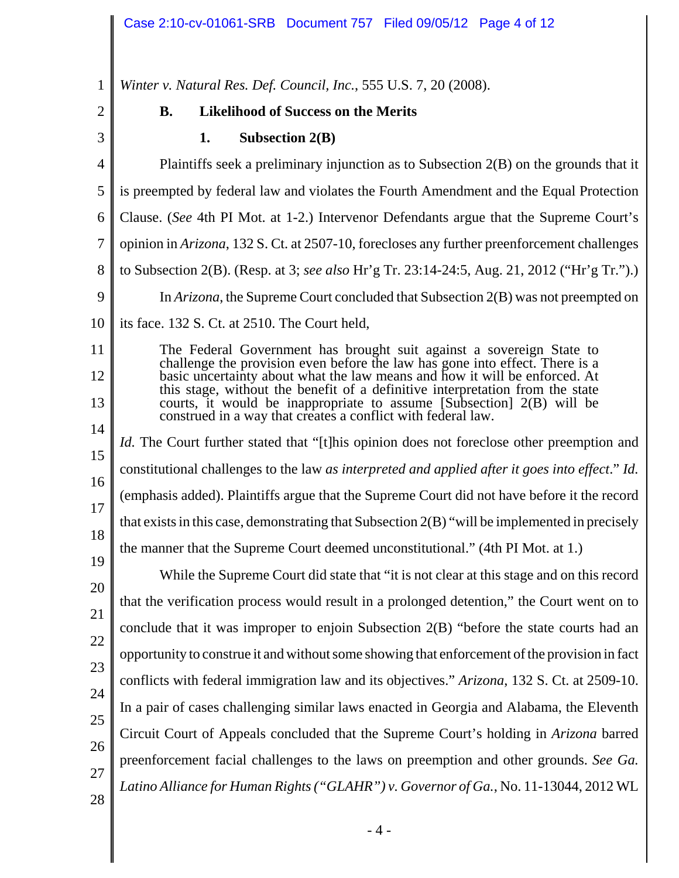*Winter v. Natural Res. Def. Council, Inc.*, 555 U.S. 7, 20 (2008).

### B. Likelihood of Success on the Merits

#### 1. Subsection 2(B)

Plaintiffs seek a preliminary injunction as to Subsection 2(B) on the grounds that it is preempted by federal law and violates the Fourth Amendment and the Equal Protection Clause. (*See* 4th PI Mot. at 1-2.) Intervenor Defendants argue that the Supreme Court's opinion in *Arizona*, 132 S. Ct. at 2507-10, forecloses any further preenforcement challenges to Subsection 2(B). (Resp. at 3; *see also* Hr'g Tr. 23:14-24:5, Aug. 21, 2012 ("Hr'g Tr.").)

In *Arizona*, the Supreme Court concluded that Subsection 2(B) was not preempted on its face. 132 S. Ct. at 2510. The Court held,

> The Federal Government has brought suit against a sovereign State to challenge the provision even before the law has gone into effect. There is a basic uncertainty about what the law means and how it will be enforced. At this stage, without the benefit of a definitive interpretation from the state courts, it would be inappropriate to assume [Subsection] 2(B) will be construed in a way that creates a conflict with federal law.

*Id.* The Court further stated that "[t]his opinion does not foreclose other preemption and constitutional challenges to the law *as interpreted and applied after it goes into effect*." *Id.* (emphasis added). Plaintiffs argue that the Supreme Court did not have before it the record that exists in this case, demonstrating that Subsection 2(B) "will be implemented in precisely the manner that the Supreme Court deemed unconstitutional." (4th PI Mot. at 1.)

While the Supreme Court did state that "it is not clear at this stage and on this record that the verification process would result in a prolonged detention," the Court went on to conclude that it was improper to enjoin Subsection 2(B) "before the state courts had an opportunity to construe it and without some showing that enforcement of the provision in fact conflicts with federal immigration law and its objectives." *Arizona*, 132 S. Ct. at 2509-10. In a pair of cases challenging similar laws enacted in Georgia and Alabama, the Eleventh Circuit Court of Appeals concluded that the Supreme Court's holding in *Arizona* barred preenforcement facial challenges to the laws on preemption and other grounds. *See Ga. Latino Alliance for Human Rights ("GLAHR") v. Governor of Ga.*, No. 11-13044, 2012 WL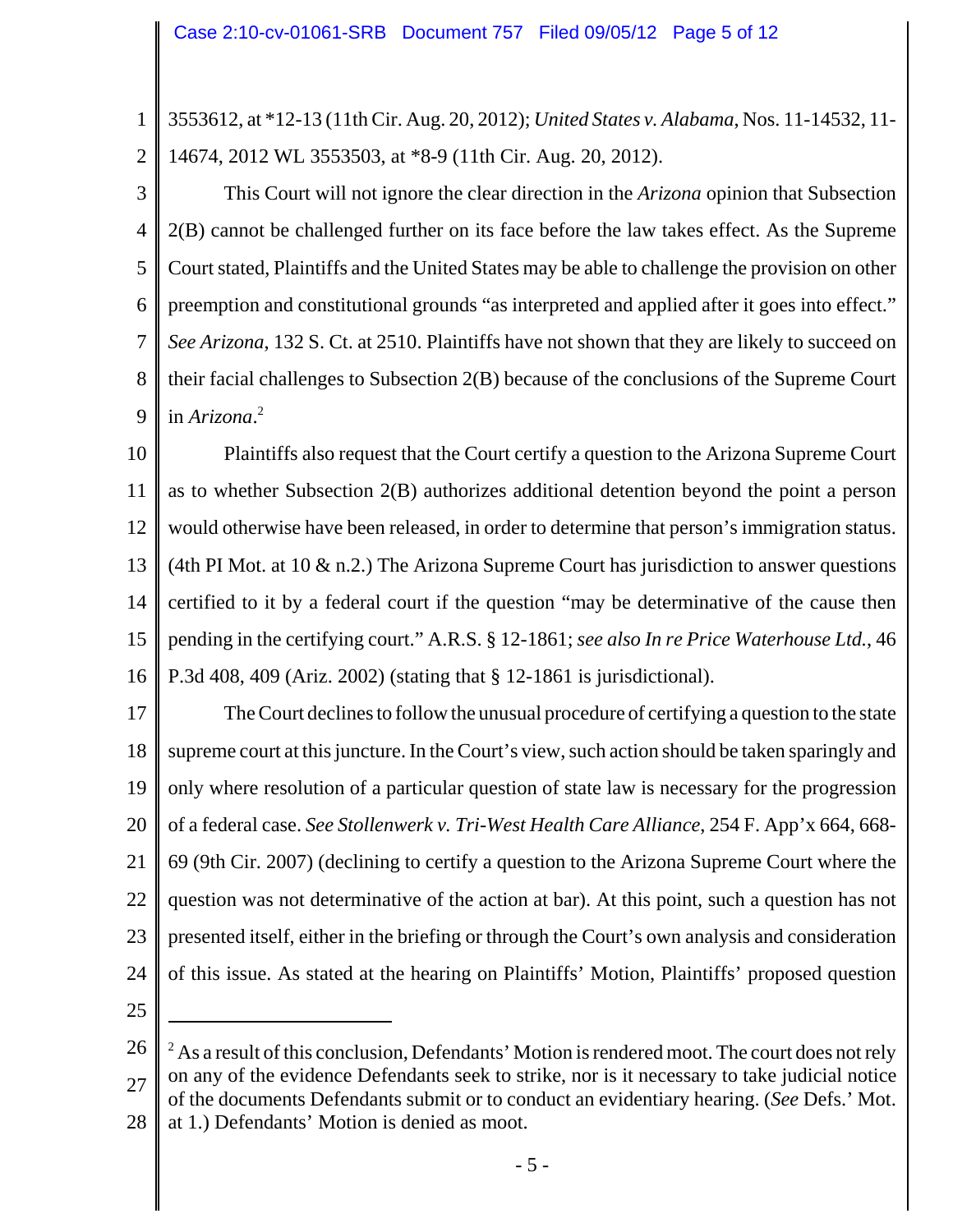3553612, at *12-13 (11th Cir. Aug. 20, 2012); *United States v. Alabama*, Nos. 11-14532, 11-14674, 2012 WL 3553503, at *8-9 (11th Cir. Aug. 20, 2012).

This Court will not ignore the clear direction in the *Arizona* opinion that Subsection 2(B) cannot be challenged further on its face before the law takes effect. As the Supreme Court stated, Plaintiffs and the United States may be able to challenge the provision on other preemption and constitutional grounds "as interpreted and applied after it goes into effect." *See Arizona*, 132 S. Ct. at 2510. Plaintiffs have not shown that they are likely to succeed on their facial challenges to Subsection 2(B) because of the conclusions of the Supreme Court in *Arizona*.[2]

Plaintiffs also request that the Court certify a question to the Arizona Supreme Court as to whether Subsection 2(B) authorizes additional detention beyond the point a person would otherwise have been released, in order to determine that person's immigration status. (4th PI Mot. at 10 & n.2.) The Arizona Supreme Court has jurisdiction to answer questions certified to it by a federal court if the question "may be determinative of the cause then pending in the certifying court." A.R.S. § 12-1861; *see also In re Price Waterhouse Ltd.*, 46 P.3d 408, 409 (Ariz. 2002) (stating that § 12-1861 is jurisdictional).

The Court declines to follow the unusual procedure of certifying a question to the state supreme court at this juncture. In the Court's view, such action should be taken sparingly and only where resolution of a particular question of state law is necessary for the progression of a federal case. *See Stollenwerk v. Tri-West Health Care Alliance*, 254 F. App'x 664, 668-69 (9th Cir. 2007) (declining to certify a question to the Arizona Supreme Court where the question was not determinative of the action at bar). At this point, such a question has not presented itself, either in the briefing or through the Court's own analysis and consideration of this issue. As stated at the hearing on Plaintiffs' Motion, Plaintiffs' proposed question

---

[2] As a result of this conclusion, Defendants' Motion is rendered moot. The court does not rely on any of the evidence Defendants seek to strike, nor is it necessary to take judicial notice of the documents Defendants submit or to conduct an evidentiary hearing. (*See* Defs.' Mot. at 1.) Defendants' Motion is denied as moot.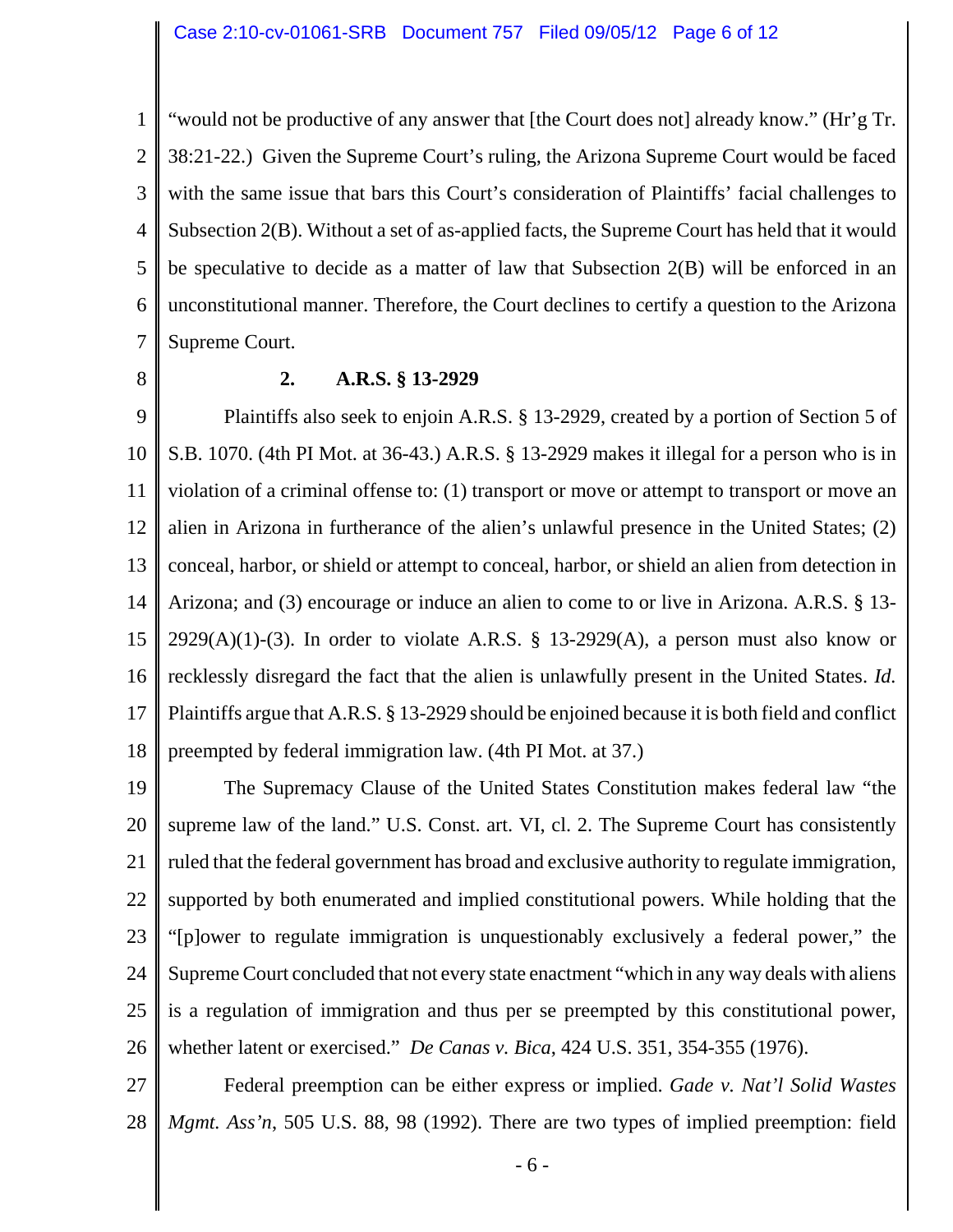"would not be productive of any answer that [the Court does not] already know." (Hr'g Tr. 38:21-22.) Given the Supreme Court's ruling, the Arizona Supreme Court would be faced with the same issue that bars this Court's consideration of Plaintiffs' facial challenges to Subsection 2(B). Without a set of as-applied facts, the Supreme Court has held that it would be speculative to decide as a matter of law that Subsection 2(B) will be enforced in an unconstitutional manner. Therefore, the Court declines to certify a question to the Arizona Supreme Court.

**2. A.R.S. § 13-2929**

Plaintiffs also seek to enjoin A.R.S. § 13-2929, created by a portion of Section 5 of S.B. 1070. (4th PI Mot. at 36-43.) A.R.S. § 13-2929 makes it illegal for a person who is in violation of a criminal offense to: (1) transport or move or attempt to transport or move an alien in Arizona in furtherance of the alien's unlawful presence in the United States; (2) conceal, harbor, or shield or attempt to conceal, harbor, or shield an alien from detection in Arizona; and (3) encourage or induce an alien to come to or live in Arizona. A.R.S. § 13-2929(A)(1)-(3). In order to violate A.R.S. § 13-2929(A), a person must also know or recklessly disregard the fact that the alien is unlawfully present in the United States. *Id.* Plaintiffs argue that A.R.S. § 13-2929 should be enjoined because it is both field and conflict preempted by federal immigration law. (4th PI Mot. at 37.)

The Supremacy Clause of the United States Constitution makes federal law "the supreme law of the land." U.S. Const. art. VI, cl. 2. The Supreme Court has consistently ruled that the federal government has broad and exclusive authority to regulate immigration, supported by both enumerated and implied constitutional powers. While holding that the "[p]ower to regulate immigration is unquestionably exclusively a federal power," the Supreme Court concluded that not every state enactment "which in any way deals with aliens is a regulation of immigration and thus per se preempted by this constitutional power, whether latent or exercised." *De Canas v. Bica*, 424 U.S. 351, 354-355 (1976).

Federal preemption can be either express or implied. *Gade v. Nat'l Solid Wastes Mgmt. Ass'n*, 505 U.S. 88, 98 (1992). There are two types of implied preemption: field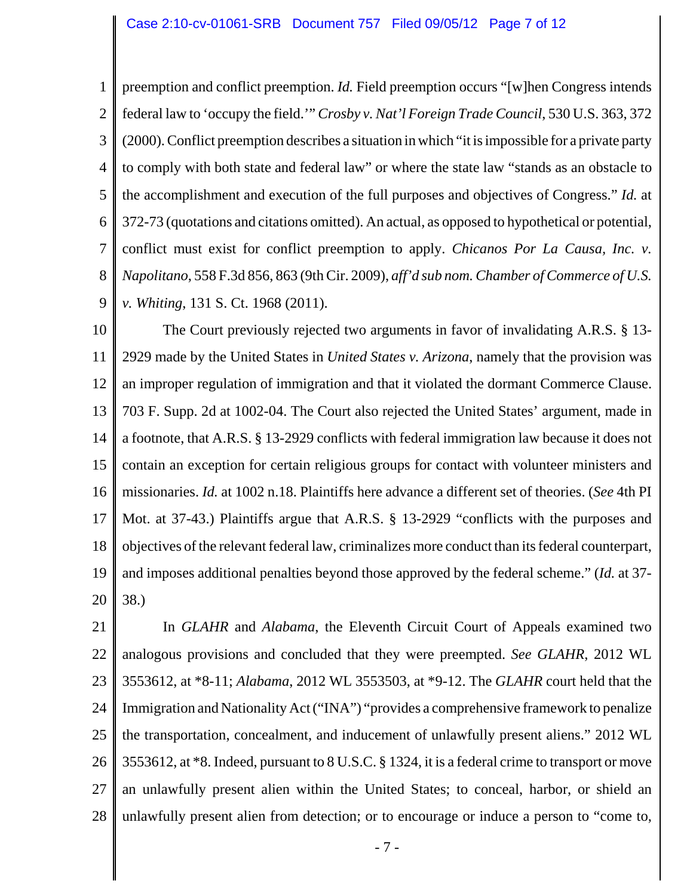preemption and conflict preemption. *Id.* Field preemption occurs "[w]hen Congress intends federal law to 'occupy the field.'" *Crosby v. Nat'l Foreign Trade Council*, 530 U.S. 363, 372 (2000). Conflict preemption describes a situation in which "it is impossible for a private party to comply with both state and federal law" or where the state law "stands as an obstacle to the accomplishment and execution of the full purposes and objectives of Congress." *Id.* at 372-73 (quotations and citations omitted). An actual, as opposed to hypothetical or potential, conflict must exist for conflict preemption to apply. *Chicanos Por La Causa, Inc. v. Napolitano*, 558 F.3d 856, 863 (9th Cir. 2009), *aff'd sub nom. Chamber of Commerce of U.S. v. Whiting*, 131 S. Ct. 1968 (2011).

The Court previously rejected two arguments in favor of invalidating A.R.S. § 13-2929 made by the United States in *United States v. Arizona*, namely that the provision was an improper regulation of immigration and that it violated the dormant Commerce Clause. 703 F. Supp. 2d at 1002-04. The Court also rejected the United States' argument, made in a footnote, that A.R.S. § 13-2929 conflicts with federal immigration law because it does not contain an exception for certain religious groups for contact with volunteer ministers and missionaries. *Id.* at 1002 n.18. Plaintiffs here advance a different set of theories. (*See* 4th PI Mot. at 37-43.) Plaintiffs argue that A.R.S. § 13-2929 "conflicts with the purposes and objectives of the relevant federal law, criminalizes more conduct than its federal counterpart, and imposes additional penalties beyond those approved by the federal scheme." (*Id.* at 37-38.)

In *GLAHR* and *Alabama*, the Eleventh Circuit Court of Appeals examined two analogous provisions and concluded that they were preempted. *See GLAHR*, 2012 WL 3553612, at *8-11; *Alabama*, 2012 WL 3553503, at *9-12. The *GLAHR* court held that the Immigration and Nationality Act ("INA") "provides a comprehensive framework to penalize the transportation, concealment, and inducement of unlawfully present aliens." 2012 WL 3553612, at *8. Indeed, pursuant to 8 U.S.C. § 1324, it is a federal crime to transport or move an unlawfully present alien within the United States; to conceal, harbor, or shield an unlawfully present alien from detection; or to encourage or induce a person to "come to,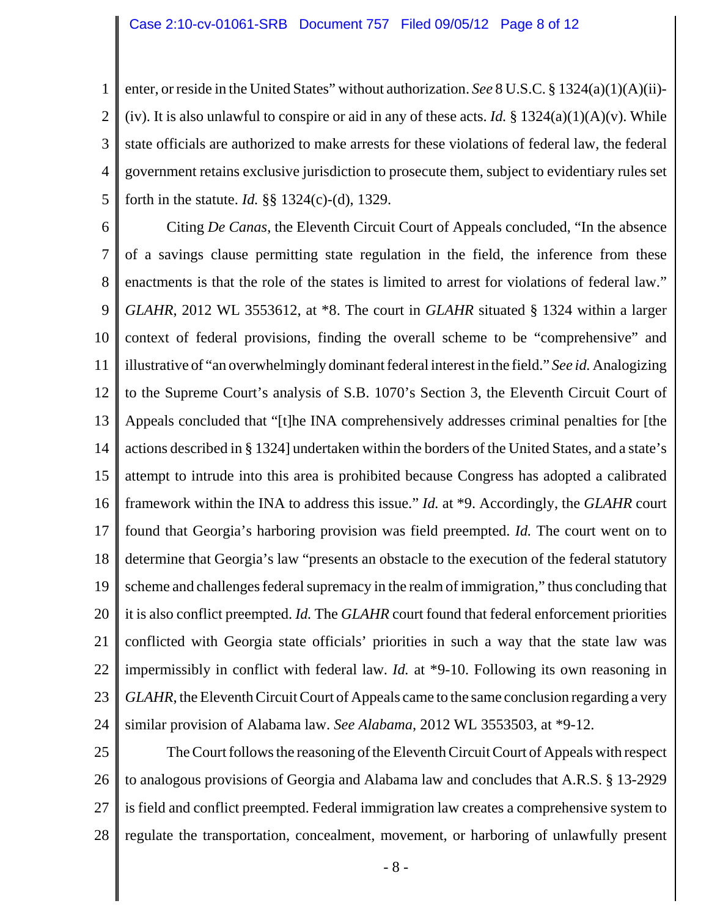enter, or reside in the United States" without authorization. *See* 8 U.S.C. § 1324(a)(1)(A)(ii)-(iv). It is also unlawful to conspire or aid in any of these acts. *Id.* § 1324(a)(1)(A)(v). While state officials are authorized to make arrests for these violations of federal law, the federal government retains exclusive jurisdiction to prosecute them, subject to evidentiary rules set forth in the statute. *Id.* §§ 1324(c)-(d), 1329.

Citing *De Canas*, the Eleventh Circuit Court of Appeals concluded, "In the absence of a savings clause permitting state regulation in the field, the inference from these enactments is that the role of the states is limited to arrest for violations of federal law." *GLAHR*, 2012 WL 3553612, at *8. The court in *GLAHR* situated § 1324 within a larger context of federal provisions, finding the overall scheme to be "comprehensive" and illustrative of "an overwhelmingly dominant federal interest in the field." *See id.* Analogizing to the Supreme Court's analysis of S.B. 1070's Section 3, the Eleventh Circuit Court of Appeals concluded that "[t]he INA comprehensively addresses criminal penalties for [the actions described in § 1324] undertaken within the borders of the United States, and a state's attempt to intrude into this area is prohibited because Congress has adopted a calibrated framework within the INA to address this issue." *Id.* at *9. Accordingly, the *GLAHR* court found that Georgia's harboring provision was field preempted. *Id.* The court went on to determine that Georgia's law "presents an obstacle to the execution of the federal statutory scheme and challenges federal supremacy in the realm of immigration," thus concluding that it is also conflict preempted. *Id.* The *GLAHR* court found that federal enforcement priorities conflicted with Georgia state officials' priorities in such a way that the state law was impermissibly in conflict with federal law. *Id.* at *9-10. Following its own reasoning in *GLAHR*, the Eleventh Circuit Court of Appeals came to the same conclusion regarding a very similar provision of Alabama law. *See Alabama*, 2012 WL 3553503, at *9-12.

The Court follows the reasoning of the Eleventh Circuit Court of Appeals with respect to analogous provisions of Georgia and Alabama law and concludes that A.R.S. § 13-2929 is field and conflict preempted. Federal immigration law creates a comprehensive system to regulate the transportation, concealment, movement, or harboring of unlawfully present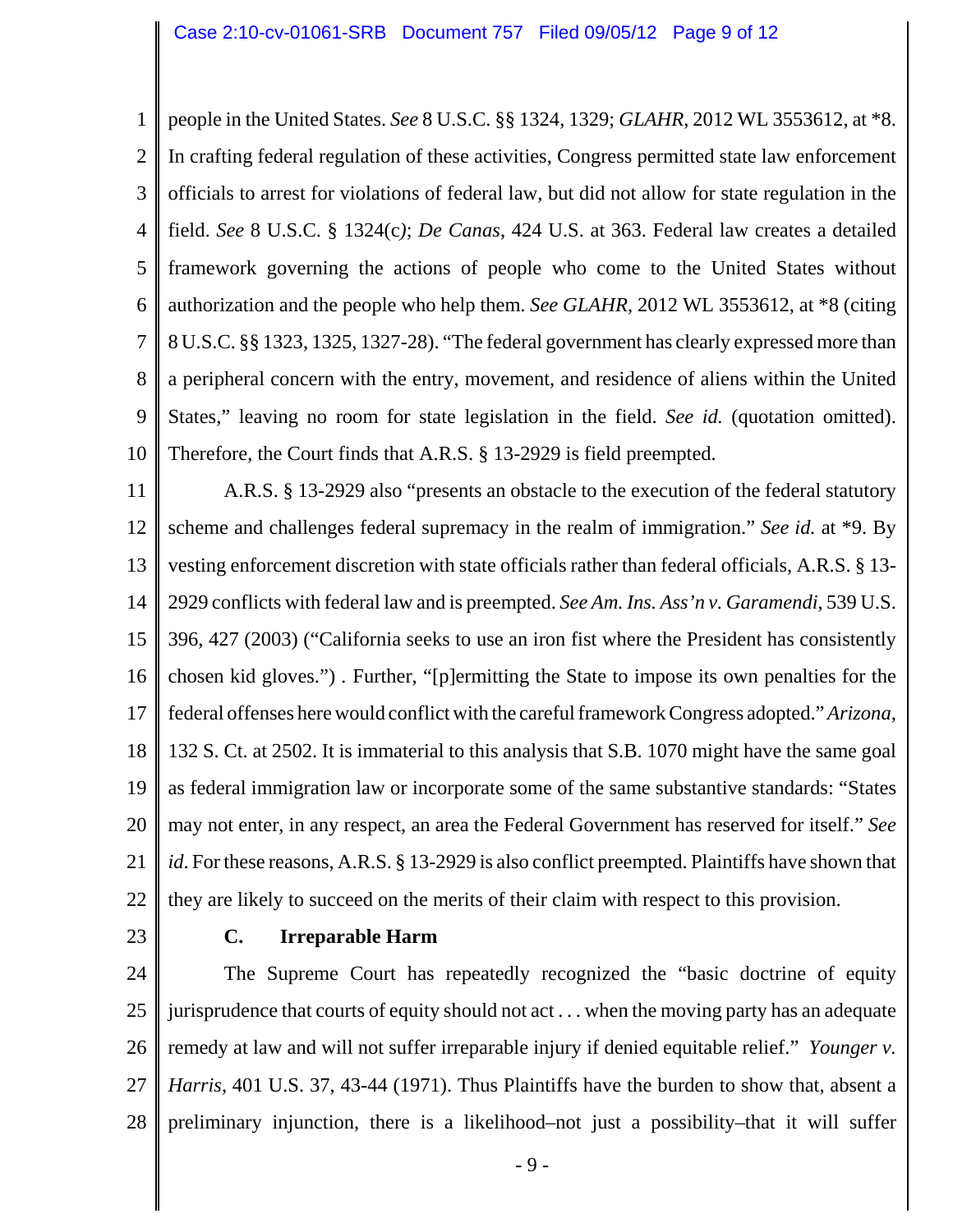people in the United States. *See* 8 U.S.C. §§ 1324, 1329; *GLAHR*, 2012 WL 3553612, at *8. In crafting federal regulation of these activities, Congress permitted state law enforcement officials to arrest for violations of federal law, but did not allow for state regulation in the field. *See* 8 U.S.C. § 1324(c*)*; *De Canas*, 424 U.S. at 363. Federal law creates a detailed framework governing the actions of people who come to the United States without authorization and the people who help them. *See GLAHR*, 2012 WL 3553612, at *8 (citing 8 U.S.C. §§ 1323, 1325, 1327-28). "The federal government has clearly expressed more than a peripheral concern with the entry, movement, and residence of aliens within the United States," leaving no room for state legislation in the field. *See id.* (quotation omitted). Therefore, the Court finds that A.R.S. § 13-2929 is field preempted.

A.R.S. § 13-2929 also "presents an obstacle to the execution of the federal statutory scheme and challenges federal supremacy in the realm of immigration." *See id.* at *9. By vesting enforcement discretion with state officials rather than federal officials, A.R.S. § 13-2929 conflicts with federal law and is preempted. *See Am. Ins. Ass'n v. Garamendi*, 539 U.S. 396, 427 (2003) ("California seeks to use an iron fist where the President has consistently chosen kid gloves.") . Further, "[p]ermitting the State to impose its own penalties for the federal offenses here would conflict with the careful framework Congress adopted." *Arizona*, 132 S. Ct. at 2502. It is immaterial to this analysis that S.B. 1070 might have the same goal as federal immigration law or incorporate some of the same substantive standards: "States may not enter, in any respect, an area the Federal Government has reserved for itself." *See id*. For these reasons, A.R.S. § 13-2929 is also conflict preempted. Plaintiffs have shown that they are likely to succeed on the merits of their claim with respect to this provision.

### C. Irreparable Harm

The Supreme Court has repeatedly recognized the "basic doctrine of equity jurisprudence that courts of equity should not act . . . when the moving party has an adequate remedy at law and will not suffer irreparable injury if denied equitable relief." *Younger v. Harris*, 401 U.S. 37, 43-44 (1971). Thus Plaintiffs have the burden to show that, absent a preliminary injunction, there is a likelihood–not just a possibility–that it will suffer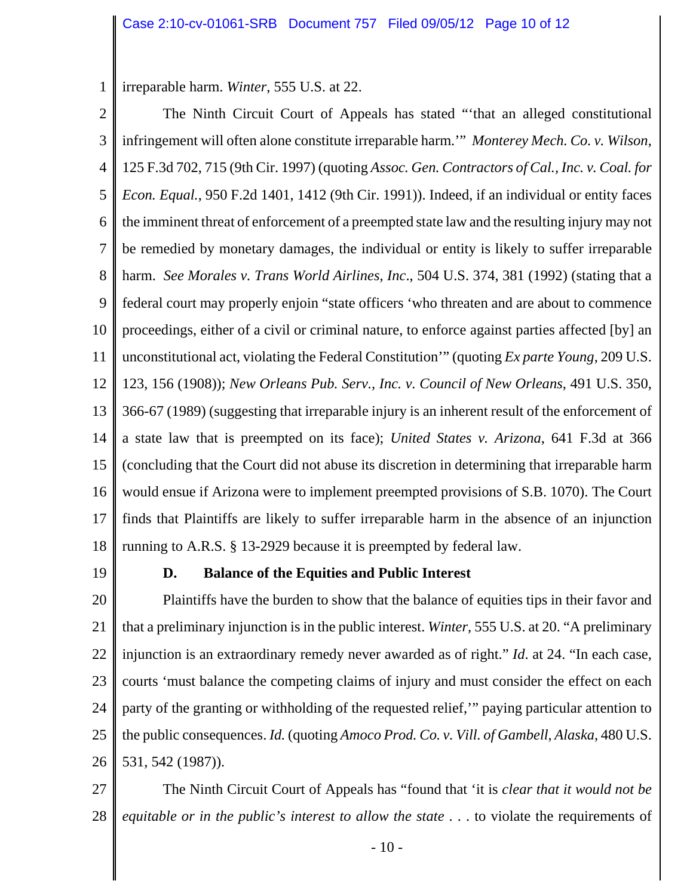irreparable harm. *Winter*, 555 U.S. at 22.

The Ninth Circuit Court of Appeals has stated "'that an alleged constitutional infringement will often alone constitute irreparable harm.'" *Monterey Mech. Co. v. Wilson*, 125 F.3d 702, 715 (9th Cir. 1997) (quoting *Assoc. Gen. Contractors of Cal., Inc. v. Coal. for Econ. Equal.*, 950 F.2d 1401, 1412 (9th Cir. 1991)). Indeed, if an individual or entity faces the imminent threat of enforcement of a preempted state law and the resulting injury may not be remedied by monetary damages, the individual or entity is likely to suffer irreparable harm. *See Morales v. Trans World Airlines, Inc*., 504 U.S. 374, 381 (1992) (stating that a federal court may properly enjoin "state officers 'who threaten and are about to commence proceedings, either of a civil or criminal nature, to enforce against parties affected [by] an unconstitutional act, violating the Federal Constitution'" (quoting *Ex parte Young*, 209 U.S. 123, 156 (1908)); *New Orleans Pub. Serv., Inc. v. Council of New Orleans*, 491 U.S. 350, 366-67 (1989) (suggesting that irreparable injury is an inherent result of the enforcement of a state law that is preempted on its face); *United States v. Arizona*, 641 F.3d at 366 (concluding that the Court did not abuse its discretion in determining that irreparable harm would ensue if Arizona were to implement preempted provisions of S.B. 1070). The Court finds that Plaintiffs are likely to suffer irreparable harm in the absence of an injunction running to A.R.S. § 13-2929 because it is preempted by federal law.

**D. Balance of the Equities and Public Interest**

Plaintiffs have the burden to show that the balance of equities tips in their favor and that a preliminary injunction is in the public interest. *Winter*, 555 U.S. at 20. "A preliminary injunction is an extraordinary remedy never awarded as of right." *Id*. at 24. "In each case, courts 'must balance the competing claims of injury and must consider the effect on each party of the granting or withholding of the requested relief,'" paying particular attention to the public consequences. *Id.* (quoting *Amoco Prod. Co. v. Vill. of Gambell, Alaska*, 480 U.S. 531, 542 (1987)).

The Ninth Circuit Court of Appeals has "found that 'it is *clear that it would not be equitable or in the public's interest to allow the state* . . . to violate the requirements of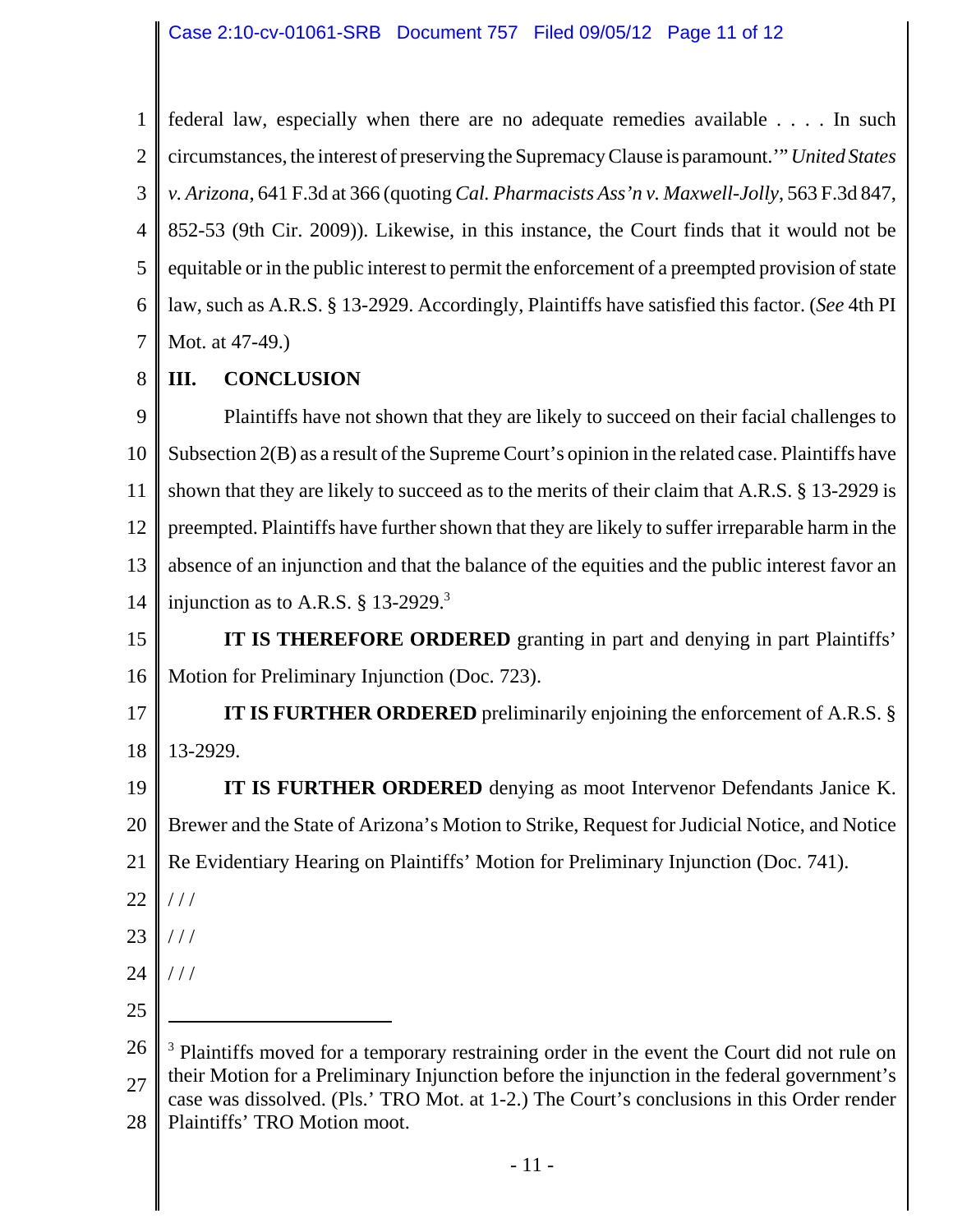federal law, especially when there are no adequate remedies available . . . . In such circumstances, the interest of preserving the Supremacy Clause is paramount.'" *United States v. Arizona*, 641 F.3d at 366 (quoting *Cal. Pharmacists Ass'n v. Maxwell-Jolly*, 563 F.3d 847, 852-53 (9th Cir. 2009)). Likewise, in this instance, the Court finds that it would not be equitable or in the public interest to permit the enforcement of a preempted provision of state law, such as A.R.S. § 13-2929. Accordingly, Plaintiffs have satisfied this factor. (*See* 4th PI Mot. at 47-49.)

## III. CONCLUSION

Plaintiffs have not shown that they are likely to succeed on their facial challenges to Subsection 2(B) as a result of the Supreme Court's opinion in the related case. Plaintiffs have shown that they are likely to succeed as to the merits of their claim that A.R.S. § 13-2929 is preempted. Plaintiffs have further shown that they are likely to suffer irreparable harm in the absence of an injunction and that the balance of the equities and the public interest favor an injunction as to A.R.S. § 13-2929.[3]

**IT IS THEREFORE ORDERED** granting in part and denying in part Plaintiffs' Motion for Preliminary Injunction (Doc. 723).

**IT IS FURTHER ORDERED** preliminarily enjoining the enforcement of A.R.S. § 13-2929.

**IT IS FURTHER ORDERED** denying as moot Intervenor Defendants Janice K. Brewer and the State of Arizona's Motion to Strike, Request for Judicial Notice, and Notice Re Evidentiary Hearing on Plaintiffs' Motion for Preliminary Injunction (Doc. 741).

/ / /

/ / /

/ / /

---

[3] Plaintiffs moved for a temporary restraining order in the event the Court did not rule on their Motion for a Preliminary Injunction before the injunction in the federal government's case was dissolved. (Pls.' TRO Mot. at 1-2.) The Court's conclusions in this Order render Plaintiffs' TRO Motion moot.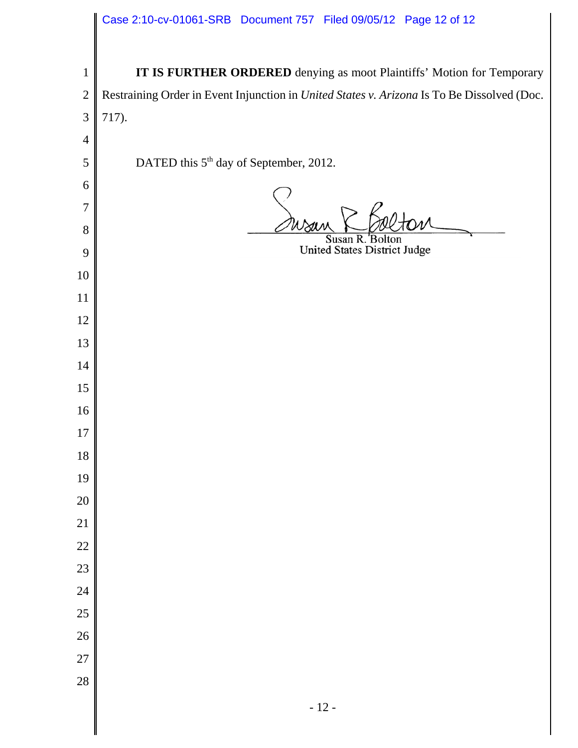**IT IS FURTHER ORDERED** denying as moot Plaintiffs' Motion for Temporary Restraining Order in Event Injunction in *United States v. Arizona* Is To Be Dissolved (Doc. 717).

DATED this 5th day of September, 2012.

Susan R. Bolton
United States District Judge